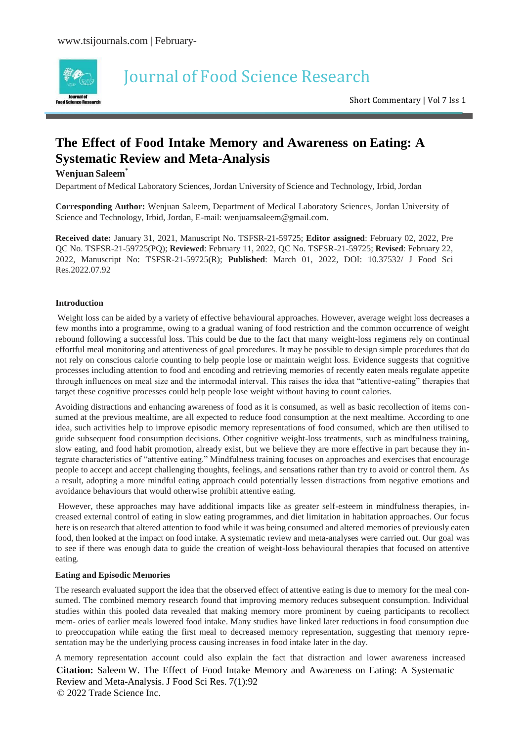# The Effect of Food Intake Memory and Awareness on Eating: A Systematic Review and Meta-Analysis

**Wenjuan Saleem***

Department of Medical Laboratory Sciences, Jordan University of Science and Technology, Irbid, Jordan

**Corresponding Author:** Wenjuan Saleem, Department of Medical Laboratory Sciences, Jordan University of Science and Technology, Irbid, Jordan, E-mail: wenjuamsaleem@gmail.com.

**Received date:** January 31, 2021, Manuscript No. TSFSR-21-59725; **Editor assigned**: February 02, 2022, Pre QC No. TSFSR-21-59725(PQ); **Reviewed**: February 11, 2022, QC No. TSFSR-21-59725; **Revised**: February 22, 2022, Manuscript No: TSFSR-21-59725(R); **Published**: March 01, 2022, DOI: 10.37532/ J Food Sci Res.2022.07.92

### Introduction

Weight loss can be aided by a variety of effective behavioural approaches. However, average weight loss decreases a few months into a programme, owing to a gradual waning of food restriction and the common occurrence of weight rebound following a successful loss. This could be due to the fact that many weight-loss regimens rely on continual effortful meal monitoring and attentiveness of goal procedures. It may be possible to design simple procedures that do not rely on conscious calorie counting to help people lose or maintain weight loss. Evidence suggests that cognitive processes including attention to food and encoding and retrieving memories of recently eaten meals regulate appetite through influences on meal size and the intermodal interval. This raises the idea that "attentive-eating" therapies that target these cognitive processes could help people lose weight without having to count calories.

Avoiding distractions and enhancing awareness of food as it is consumed, as well as basic recollection of items consumed at the previous mealtime, are all expected to reduce food consumption at the next mealtime. According to one idea, such activities help to improve episodic memory representations of food consumed, which are then utilised to guide subsequent food consumption decisions. Other cognitive weight-loss treatments, such as mindfulness training, slow eating, and food habit promotion, already exist, but we believe they are more effective in part because they integrate characteristics of "attentive eating." Mindfulness training focuses on approaches and exercises that encourage people to accept and accept challenging thoughts, feelings, and sensations rather than try to avoid or control them. As a result, adopting a more mindful eating approach could potentially lessen distractions from negative emotions and avoidance behaviours that would otherwise prohibit attentive eating.

However, these approaches may have additional impacts like as greater self-esteem in mindfulness therapies, increased external control of eating in slow eating programmes, and diet limitation in habitation approaches. Our focus here is on research that altered attention to food while it was being consumed and altered memories of previously eaten food, then looked at the impact on food intake. A systematic review and meta-analyses were carried out. Our goal was to see if there was enough data to guide the creation of weight-loss behavioural therapies that focused on attentive eating.

### Eating and Episodic Memories

The research evaluated support the idea that the observed effect of attentive eating is due to memory for the meal consumed. The combined memory research found that improving memory reduces subsequent consumption. Individual studies within this pooled data revealed that making memory more prominent by cueing participants to recollect memories of earlier meals lowered food intake. Many studies have linked later reductions in food consumption due to preoccupation while eating the first meal to decreased memory representation, suggesting that memory representation may be the underlying process causing increases in food intake later in the day.

A memory representation account could also explain the fact that distraction and lower awareness increased

**Citation:** Saleem W. The Effect of Food Intake Memory and Awareness on Eating: A Systematic Review and Meta-Analysis. J Food Sci Res. 7(1):92

© 2022 Trade Science Inc.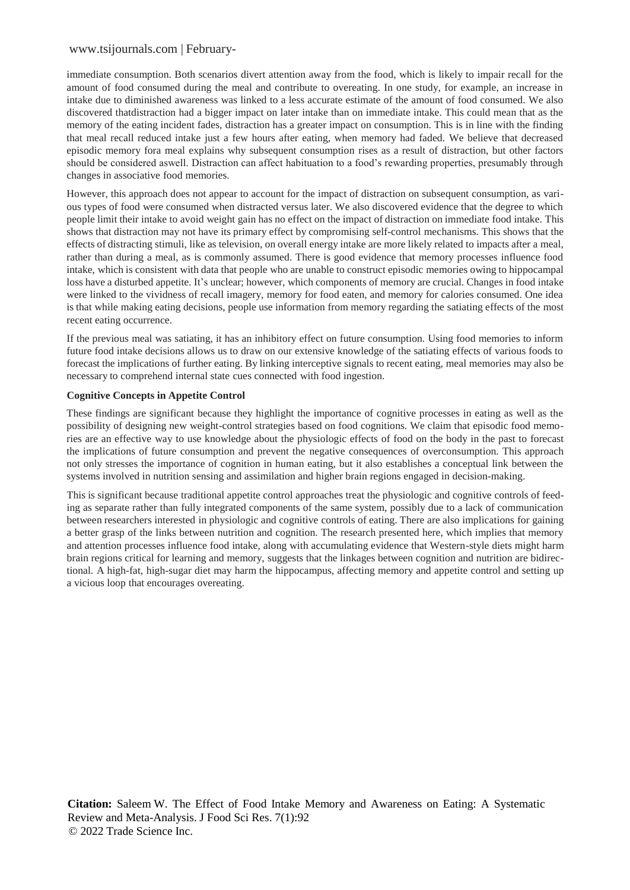immediate consumption. Both scenarios divert attention away from the food, which is likely to impair recall for the amount of food consumed during the meal and contribute to overeating. In one study, for example, an increase in intake due to diminished awareness was linked to a less accurate estimate of the amount of food consumed. We also discovered thatdistraction had a bigger impact on later intake than on immediate intake. This could mean that as the memory of the eating incident fades, distraction has a greater impact on consumption. This is in line with the finding that meal recall reduced intake just a few hours after eating, when memory had faded. We believe that decreased episodic memory fora meal explains why subsequent consumption rises as a result of distraction, but other factors should be considered aswell. Distraction can affect habituation to a food's rewarding properties, presumably through changes in associative food memories.

However, this approach does not appear to account for the impact of distraction on subsequent consumption, as various types of food were consumed when distracted versus later. We also discovered evidence that the degree to which people limit their intake to avoid weight gain has no effect on the impact of distraction on immediate food intake. This shows that distraction may not have its primary effect by compromising self-control mechanisms. This shows that the effects of distracting stimuli, like as television, on overall energy intake are more likely related to impacts after a meal, rather than during a meal, as is commonly assumed. There is good evidence that memory processes influence food intake, which is consistent with data that people who are unable to construct episodic memories owing to hippocampal loss have a disturbed appetite. It's unclear; however, which components of memory are crucial. Changes in food intake were linked to the vividness of recall imagery, memory for food eaten, and memory for calories consumed. One idea is that while making eating decisions, people use information from memory regarding the satiating effects of the most recent eating occurrence.

If the previous meal was satiating, it has an inhibitory effect on future consumption. Using food memories to inform future food intake decisions allows us to draw on our extensive knowledge of the satiating effects of various foods to forecast the implications of further eating. By linking interceptive signals to recent eating, meal memories may also be necessary to comprehend internal state cues connected with food ingestion.

**Cognitive Concepts in Appetite Control**

These findings are significant because they highlight the importance of cognitive processes in eating as well as the possibility of designing new weight-control strategies based on food cognitions. We claim that episodic food memories are an effective way to use knowledge about the physiologic effects of food on the body in the past to forecast the implications of future consumption and prevent the negative consequences of overconsumption. This approach not only stresses the importance of cognition in human eating, but it also establishes a conceptual link between the systems involved in nutrition sensing and assimilation and higher brain regions engaged in decision-making.

This is significant because traditional appetite control approaches treat the physiologic and cognitive controls of feeding as separate rather than fully integrated components of the same system, possibly due to a lack of communication between researchers interested in physiologic and cognitive controls of eating. There are also implications for gaining a better grasp of the links between nutrition and cognition. The research presented here, which implies that memory and attention processes influence food intake, along with accumulating evidence that Western-style diets might harm brain regions critical for learning and memory, suggests that the linkages between cognition and nutrition are bidirectional. A high-fat, high-sugar diet may harm the hippocampus, affecting memory and appetite control and setting up a vicious loop that encourages overeating.

**Citation:** Saleem W. The Effect of Food Intake Memory and Awareness on Eating: A Systematic Review and Meta-Analysis. J Food Sci Res. 7(1):92
© 2022 Trade Science Inc.